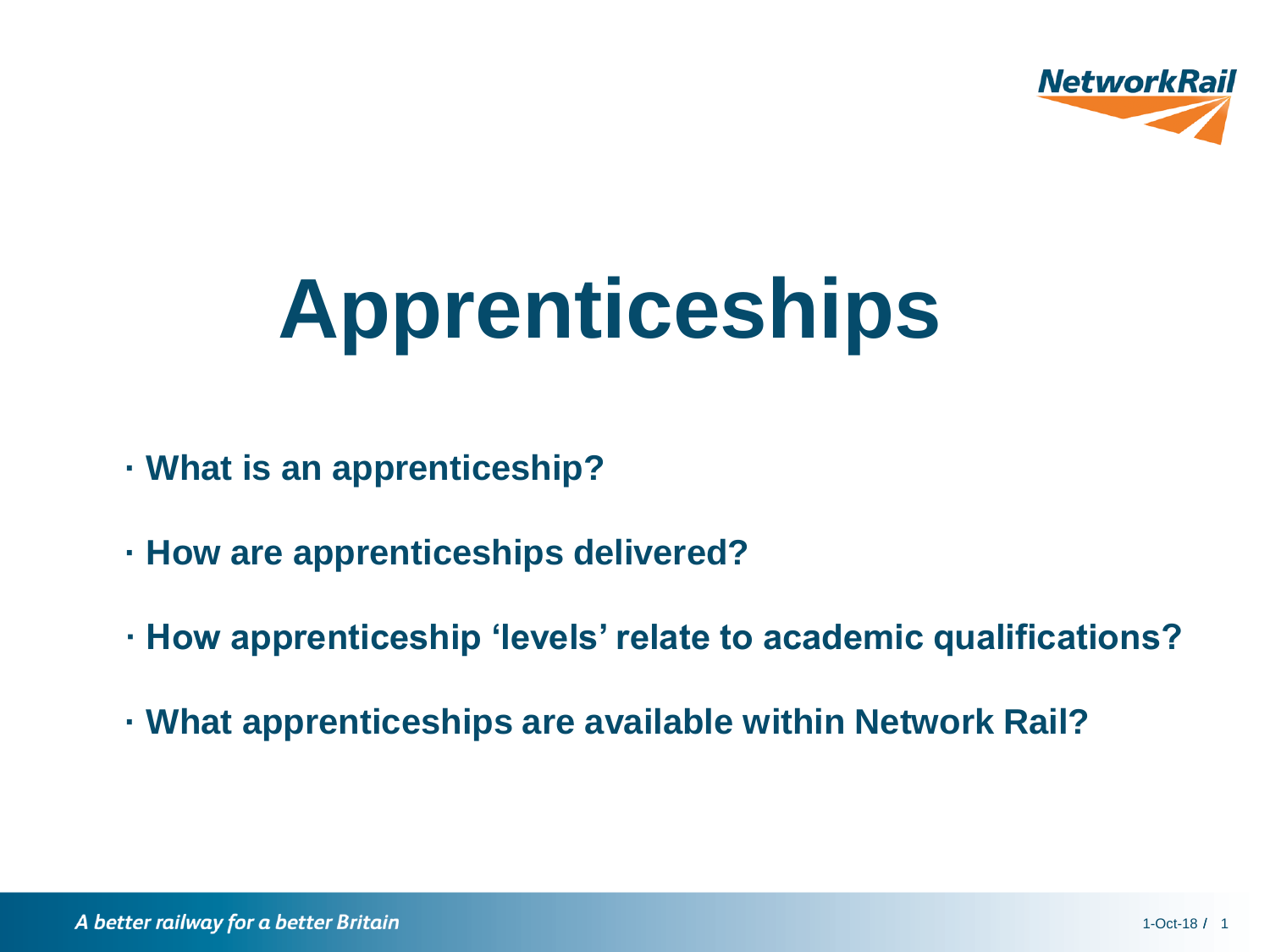# Apprenticeships

- **What is an apprenticeship?**
- **How are apprenticeships delivered?**
- **How apprenticeship 'levels' relate to academic qualifications?**
- **What apprenticeships are available within Network Rail?**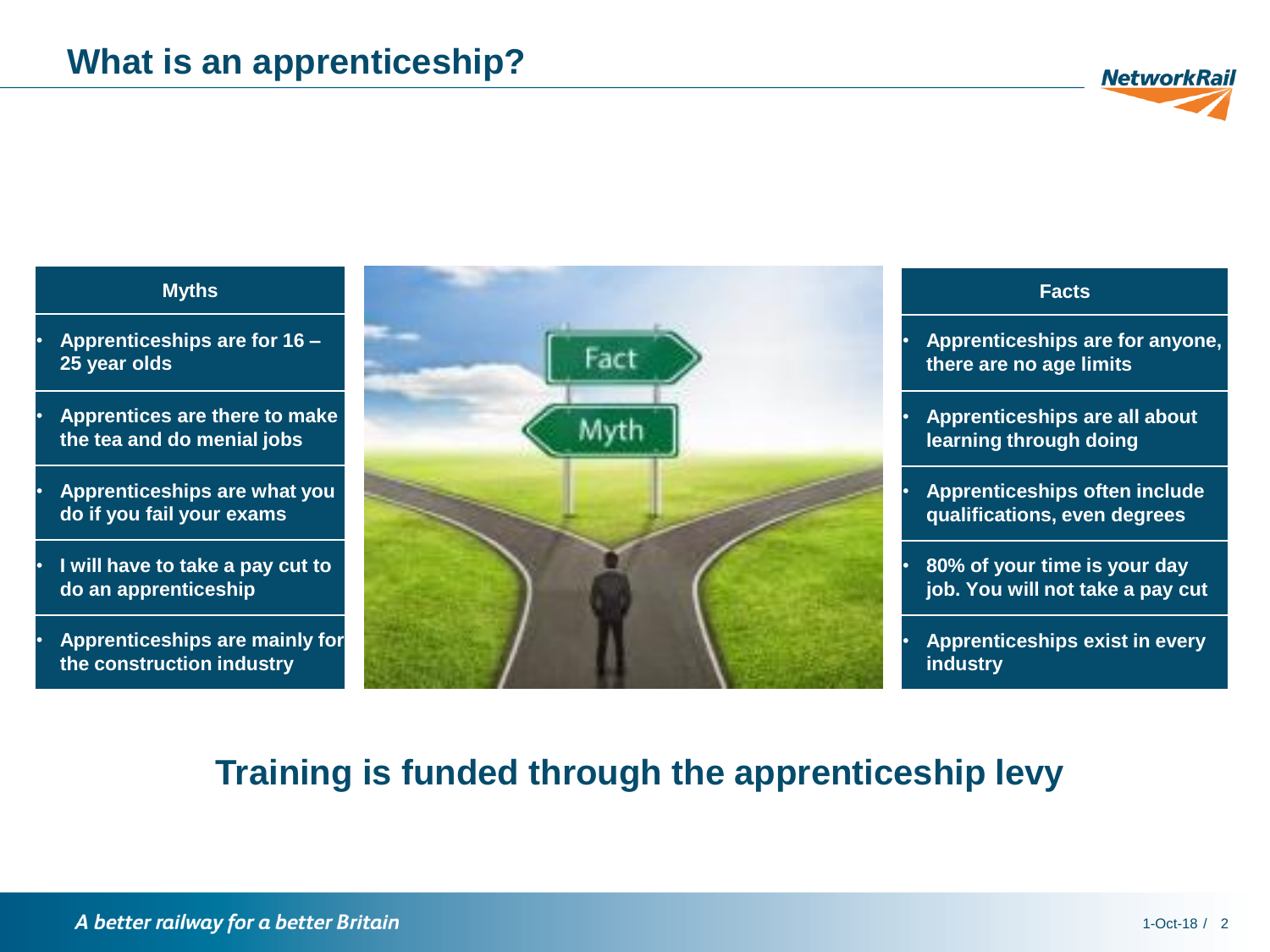# What is an apprenticeship?

| Myths | Facts |
| --- | --- |
| Apprenticeships are for 16 – 25 year olds | Apprenticeships are for anyone, there are no age limits |
| Apprentices are there to make the tea and do menial jobs | Apprenticeships are all about learning through doing |
| Apprenticeships are what you do if you fail your exams | Apprenticeships often include qualifications, even degrees |
| I will have to take a pay cut to do an apprenticeship | 80% of your time is your day job. You will not take a pay cut |
| Apprenticeships are mainly for the construction industry | Apprenticeships exist in every industry |

## Training is funded through the apprenticeship levy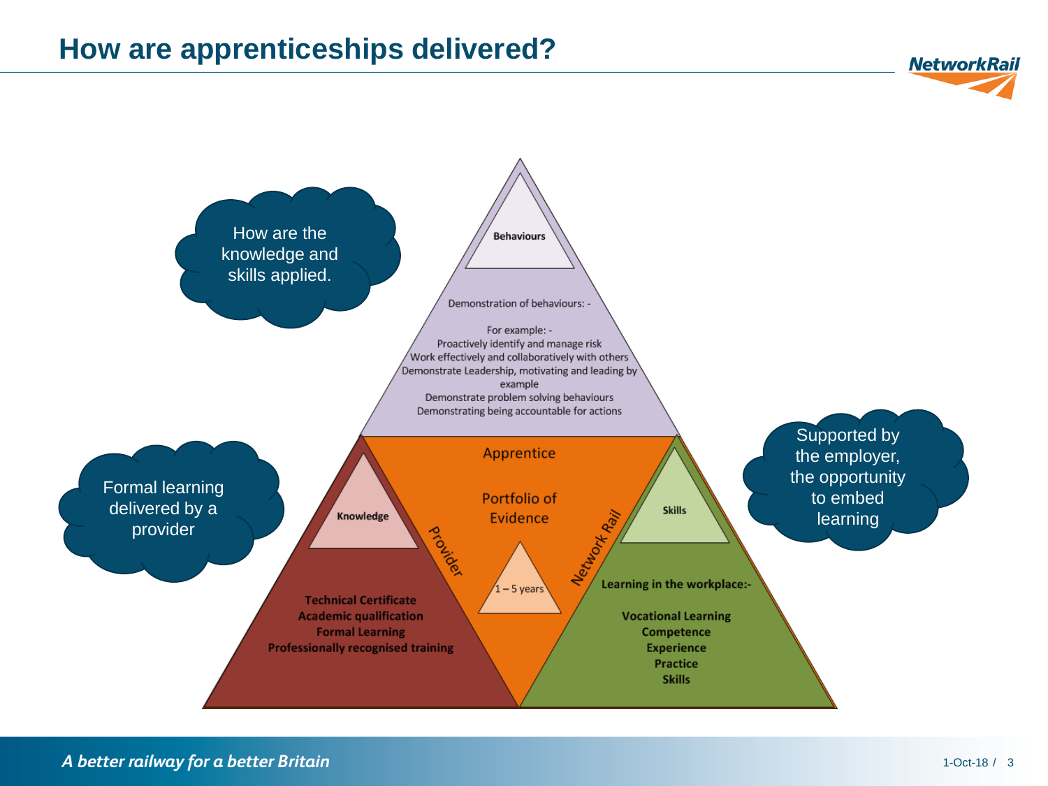# How are apprenticeships delivered?

How are the knowledge and skills applied.

Formal learning delivered by a provider

Supported by the employer, the opportunity to embed learning

**Behaviours**

Demonstration of behaviours: -

For example: -
Proactively identify and manage risk
Work effectively and collaboratively with others
Demonstrate Leadership, motivating and leading by example
Demonstrate problem solving behaviours
Demonstrating being accountable for actions

Apprentice

Portfolio of Evidence

1 – 5 years

Provider

Network Rail

**Knowledge**

**Technical Certificate**
**Academic qualification**
**Formal Learning**
**Professionally recognised training**

**Skills**

**Learning in the workplace:-**

**Vocational Learning**
**Competence**
**Experience**
**Practice**
**Skills**

*A better railway for a better Britain*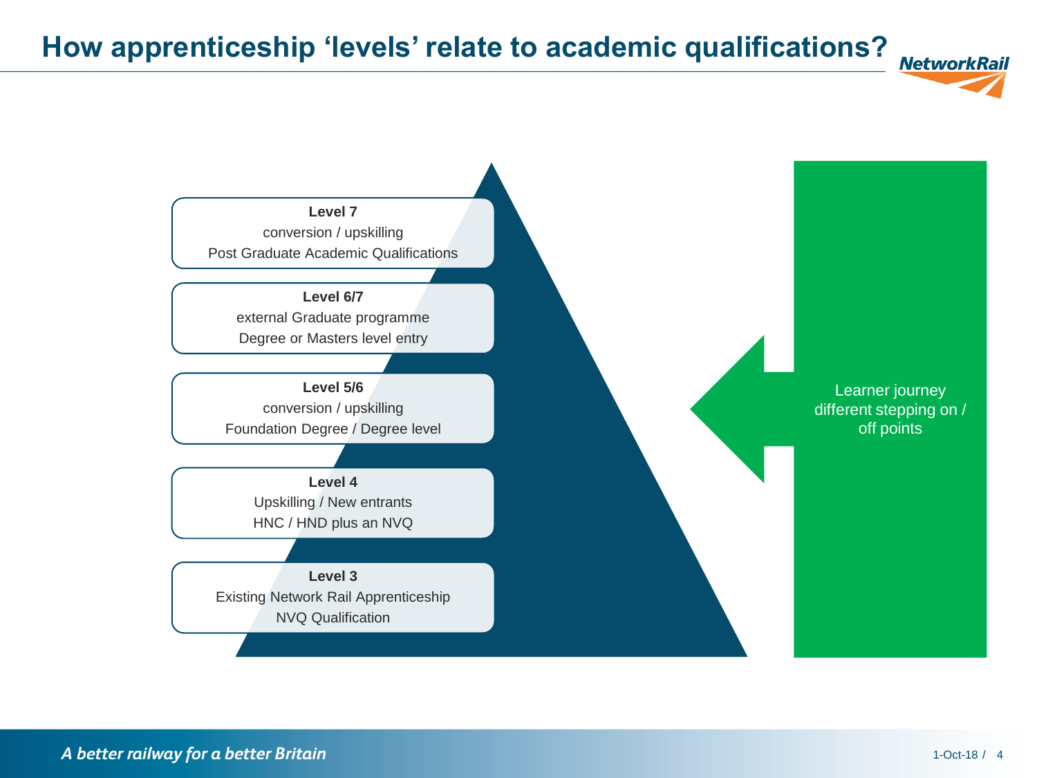# How apprenticeship 'levels' relate to academic qualifications?

**Level 7**
conversion / upskilling
Post Graduate Academic Qualifications

**Level 6/7**
external Graduate programme
Degree or Masters level entry

**Level 5/6**
conversion / upskilling
Foundation Degree / Degree level

**Level 4**
Upskilling / New entrants
HNC / HND plus an NVQ

**Level 3**
Existing Network Rail Apprenticeship
NVQ Qualification

Learner journey different stepping on / off points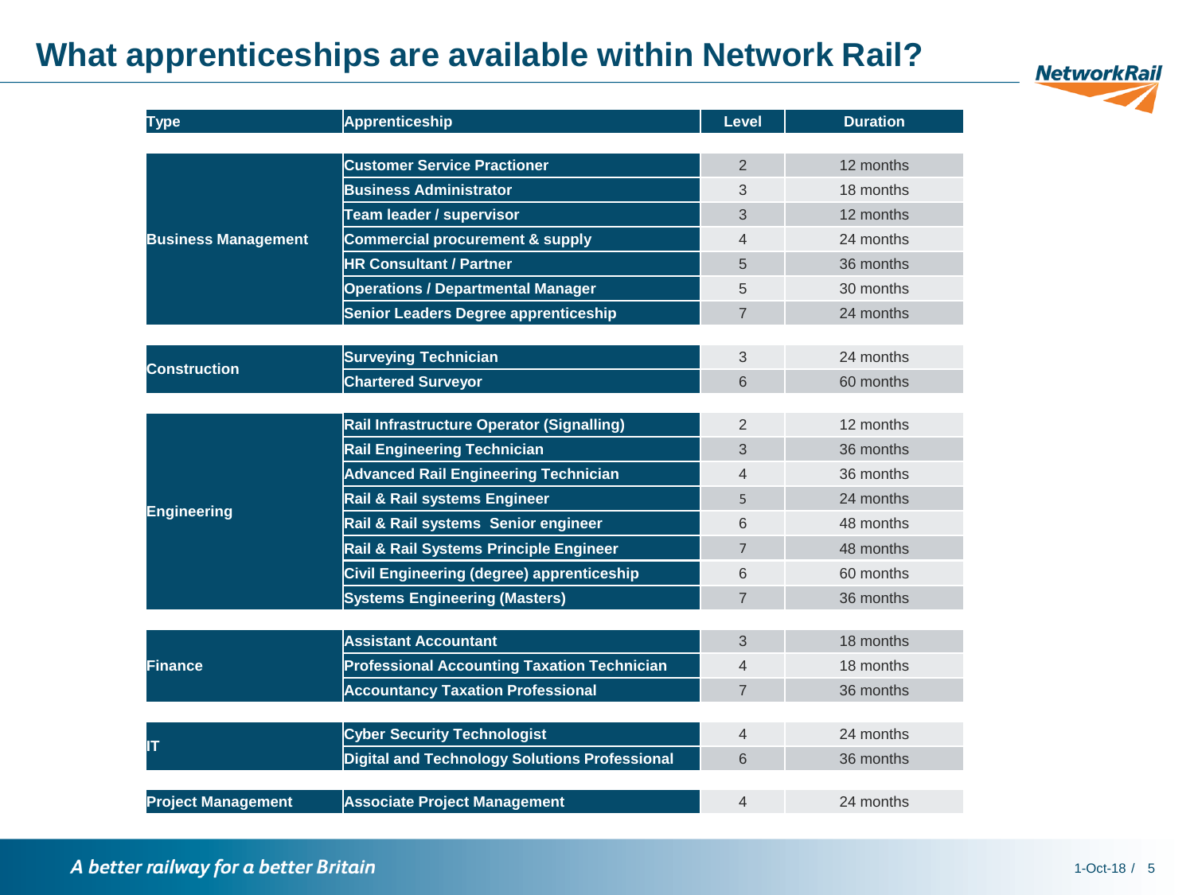# What apprenticeships are available within Network Rail?

| Type | Apprenticeship | Level | Duration |
|---|---|---|---|
| Business Management | Customer Service Practioner | 2 | 12 months |
| | Business Administrator | 3 | 18 months |
| | Team leader / supervisor | 3 | 12 months |
| | Commercial procurement & supply | 4 | 24 months |
| | HR Consultant / Partner | 5 | 36 months |
| | Operations / Departmental Manager | 5 | 30 months |
| | Senior Leaders Degree apprenticeship | 7 | 24 months |
| Construction | Surveying Technician | 3 | 24 months |
| | Chartered Surveyor | 6 | 60 months |
| Engineering | Rail Infrastructure Operator (Signalling) | 2 | 12 months |
| | Rail Engineering Technician | 3 | 36 months |
| | Advanced Rail Engineering Technician | 4 | 36 months |
| | Rail & Rail systems Engineer | 5 | 24 months |
| | Rail & Rail systems Senior engineer | 6 | 48 months |
| | Rail & Rail Systems Principle Engineer | 7 | 48 months |
| | Civil Engineering (degree) apprenticeship | 6 | 60 months |
| | Systems Engineering (Masters) | 7 | 36 months |
| Finance | Assistant Accountant | 3 | 18 months |
| | Professional Accounting Taxation Technician | 4 | 18 months |
| | Accountancy Taxation Professional | 7 | 36 months |
| IT | Cyber Security Technologist | 4 | 24 months |
| | Digital and Technology Solutions Professional | 6 | 36 months |
| Project Management | Associate Project Management | 4 | 24 months |